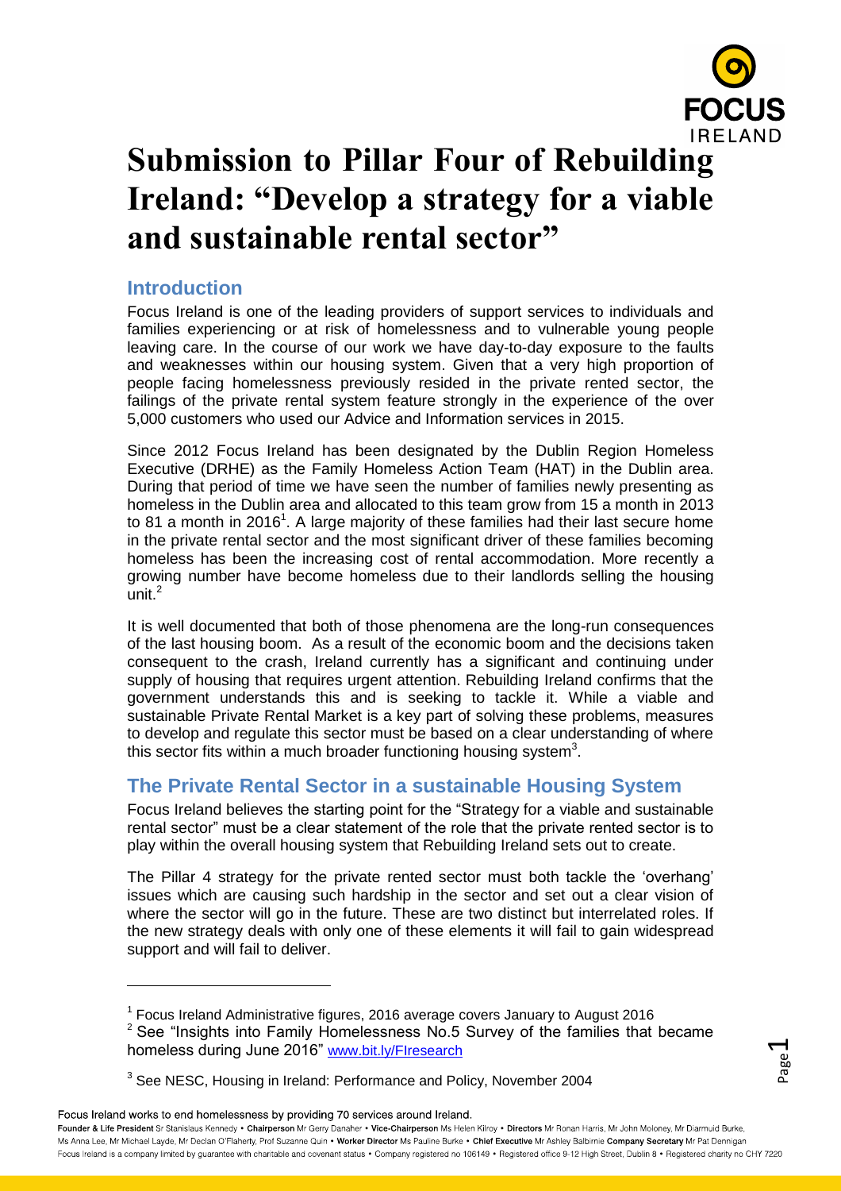# Submission to Pillar Four of Rebuilding Ireland: "Develop a strategy for a viable and sustainable rental sector"

## Introduction

Focus Ireland is one of the leading providers of support services to individuals and families experiencing or at risk of homelessness and to vulnerable young people leaving care. In the course of our work we have day-to-day exposure to the faults and weaknesses within our housing system. Given that a very high proportion of people facing homelessness previously resided in the private rented sector, the failings of the private rental system feature strongly in the experience of the over 5,000 customers who used our Advice and Information services in 2015.

Since 2012 Focus Ireland has been designated by the Dublin Region Homeless Executive (DRHE) as the Family Homeless Action Team (HAT) in the Dublin area. During that period of time we have seen the number of families newly presenting as homeless in the Dublin area and allocated to this team grow from 15 a month in 2013 to 81 a month in 2016[1]. A large majority of these families had their last secure home in the private rental sector and the most significant driver of these families becoming homeless has been the increasing cost of rental accommodation. More recently a growing number have become homeless due to their landlords selling the housing unit.[2]

It is well documented that both of those phenomena are the long-run consequences of the last housing boom. As a result of the economic boom and the decisions taken consequent to the crash, Ireland currently has a significant and continuing under supply of housing that requires urgent attention. Rebuilding Ireland confirms that the government understands this and is seeking to tackle it. While a viable and sustainable Private Rental Market is a key part of solving these problems, measures to develop and regulate this sector must be based on a clear understanding of where this sector fits within a much broader functioning housing system[3].

## The Private Rental Sector in a sustainable Housing System

Focus Ireland believes the starting point for the "Strategy for a viable and sustainable rental sector" must be a clear statement of the role that the private rented sector is to play within the overall housing system that Rebuilding Ireland sets out to create.

The Pillar 4 strategy for the private rented sector must both tackle the 'overhang' issues which are causing such hardship in the sector and set out a clear vision of where the sector will go in the future. These are two distinct but interrelated roles. If the new strategy deals with only one of these elements it will fail to gain widespread support and will fail to deliver.

---

[1] Focus Ireland Administrative figures, 2016 average covers January to August 2016

[2] See "Insights into Family Homelessness No.5 Survey of the families that became homeless during June 2016" www.bit.ly/FIresearch

[3] See NESC, Housing in Ireland: Performance and Policy, November 2004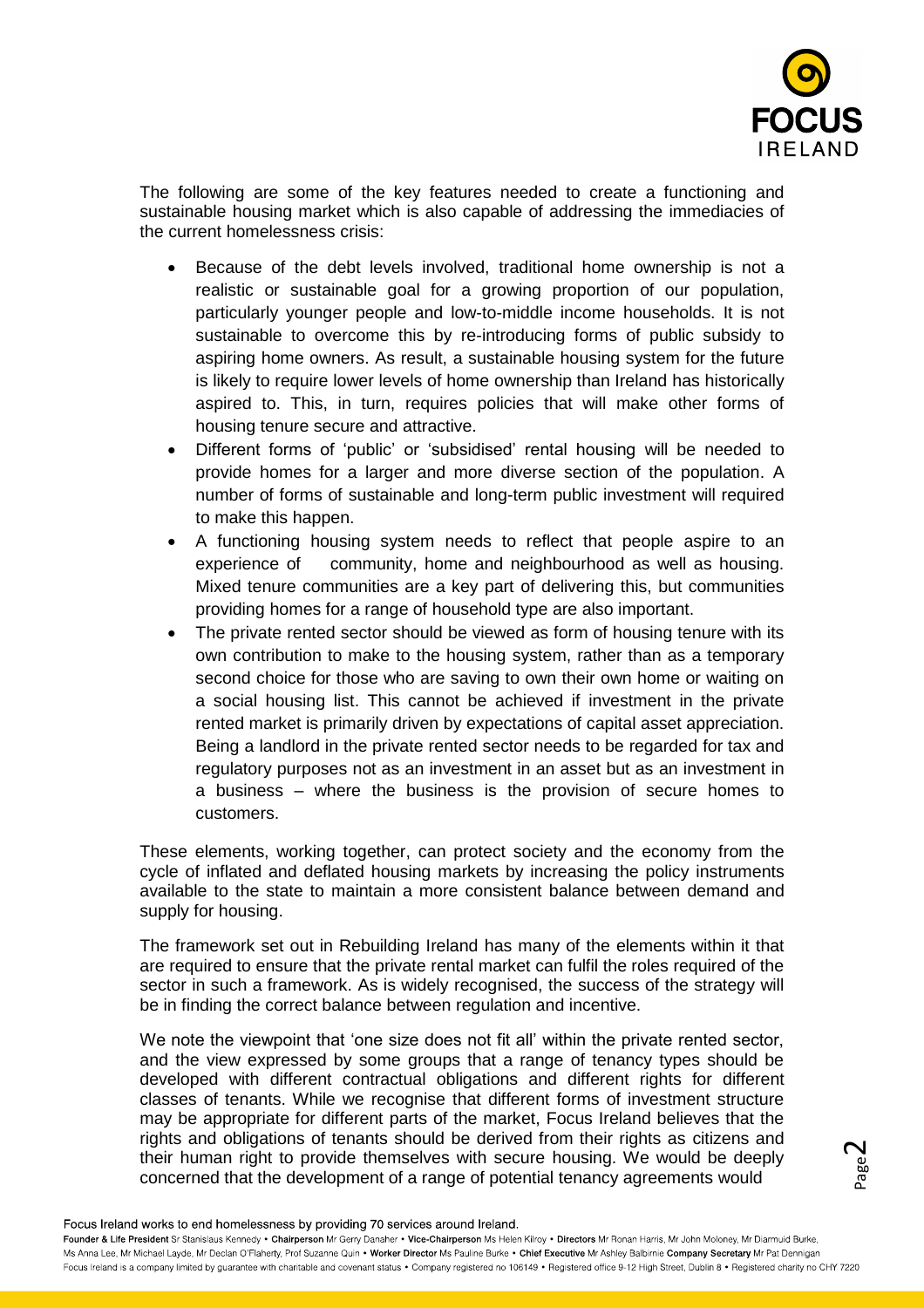The following are some of the key features needed to create a functioning and sustainable housing market which is also capable of addressing the immediacies of the current homelessness crisis:

- Because of the debt levels involved, traditional home ownership is not a realistic or sustainable goal for a growing proportion of our population, particularly younger people and low-to-middle income households. It is not sustainable to overcome this by re-introducing forms of public subsidy to aspiring home owners. As result, a sustainable housing system for the future is likely to require lower levels of home ownership than Ireland has historically aspired to. This, in turn, requires policies that will make other forms of housing tenure secure and attractive.
- Different forms of 'public' or 'subsidised' rental housing will be needed to provide homes for a larger and more diverse section of the population. A number of forms of sustainable and long-term public investment will required to make this happen.
- A functioning housing system needs to reflect that people aspire to an experience of community, home and neighbourhood as well as housing. Mixed tenure communities are a key part of delivering this, but communities providing homes for a range of household type are also important.
- The private rented sector should be viewed as form of housing tenure with its own contribution to make to the housing system, rather than as a temporary second choice for those who are saving to own their own home or waiting on a social housing list. This cannot be achieved if investment in the private rented market is primarily driven by expectations of capital asset appreciation. Being a landlord in the private rented sector needs to be regarded for tax and regulatory purposes not as an investment in an asset but as an investment in a business – where the business is the provision of secure homes to customers.

These elements, working together, can protect society and the economy from the cycle of inflated and deflated housing markets by increasing the policy instruments available to the state to maintain a more consistent balance between demand and supply for housing.

The framework set out in Rebuilding Ireland has many of the elements within it that are required to ensure that the private rental market can fulfil the roles required of the sector in such a framework. As is widely recognised, the success of the strategy will be in finding the correct balance between regulation and incentive.

We note the viewpoint that 'one size does not fit all' within the private rented sector, and the view expressed by some groups that a range of tenancy types should be developed with different contractual obligations and different rights for different classes of tenants. While we recognise that different forms of investment structure may be appropriate for different parts of the market, Focus Ireland believes that the rights and obligations of tenants should be derived from their rights as citizens and their human right to provide themselves with secure housing. We would be deeply concerned that the development of a range of potential tenancy agreements would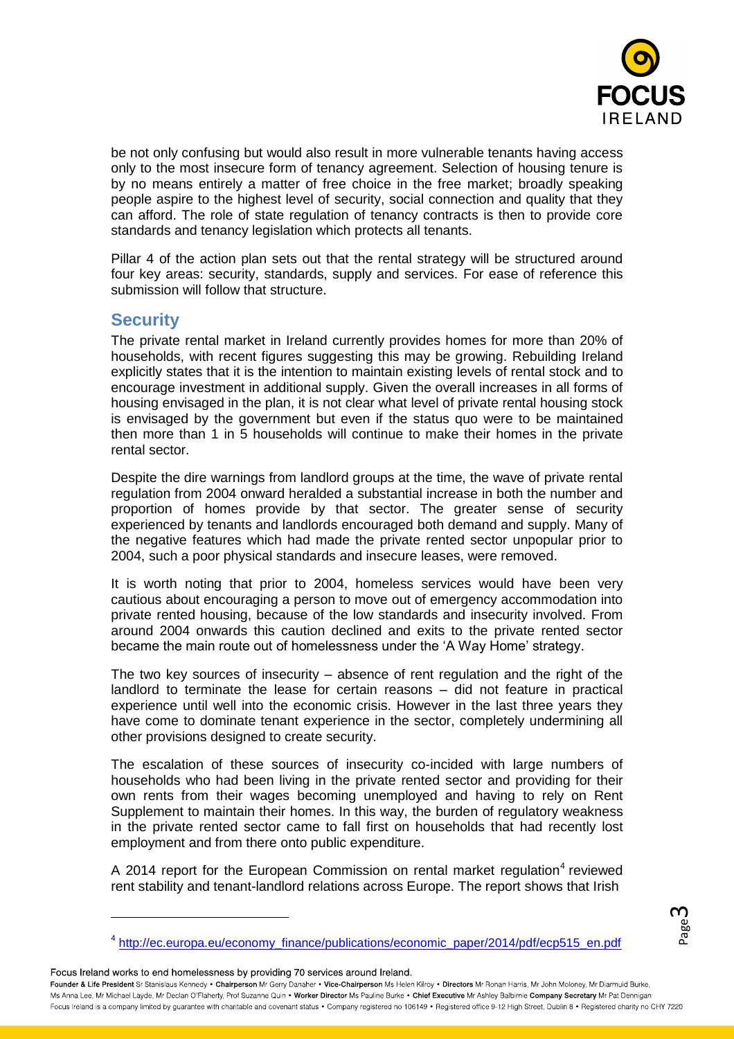be not only confusing but would also result in more vulnerable tenants having access only to the most insecure form of tenancy agreement. Selection of housing tenure is by no means entirely a matter of free choice in the free market; broadly speaking people aspire to the highest level of security, social connection and quality that they can afford. The role of state regulation of tenancy contracts is then to provide core standards and tenancy legislation which protects all tenants.

Pillar 4 of the action plan sets out that the rental strategy will be structured around four key areas: security, standards, supply and services. For ease of reference this submission will follow that structure.

## Security

The private rental market in Ireland currently provides homes for more than 20% of households, with recent figures suggesting this may be growing. Rebuilding Ireland explicitly states that it is the intention to maintain existing levels of rental stock and to encourage investment in additional supply. Given the overall increases in all forms of housing envisaged in the plan, it is not clear what level of private rental housing stock is envisaged by the government but even if the status quo were to be maintained then more than 1 in 5 households will continue to make their homes in the private rental sector.

Despite the dire warnings from landlord groups at the time, the wave of private rental regulation from 2004 onward heralded a substantial increase in both the number and proportion of homes provide by that sector. The greater sense of security experienced by tenants and landlords encouraged both demand and supply. Many of the negative features which had made the private rented sector unpopular prior to 2004, such a poor physical standards and insecure leases, were removed.

It is worth noting that prior to 2004, homeless services would have been very cautious about encouraging a person to move out of emergency accommodation into private rented housing, because of the low standards and insecurity involved. From around 2004 onwards this caution declined and exits to the private rented sector became the main route out of homelessness under the 'A Way Home' strategy.

The two key sources of insecurity – absence of rent regulation and the right of the landlord to terminate the lease for certain reasons – did not feature in practical experience until well into the economic crisis. However in the last three years they have come to dominate tenant experience in the sector, completely undermining all other provisions designed to create security.

The escalation of these sources of insecurity co-incided with large numbers of households who had been living in the private rented sector and providing for their own rents from their wages becoming unemployed and having to rely on Rent Supplement to maintain their homes. In this way, the burden of regulatory weakness in the private rented sector came to fall first on households that had recently lost employment and from there onto public expenditure.

A 2014 report for the European Commission on rental market regulation[4] reviewed rent stability and tenant-landlord relations across Europe. The report shows that Irish

[4] http://ec.europa.eu/economy_finance/publications/economic_paper/2014/pdf/ecp515_en.pdf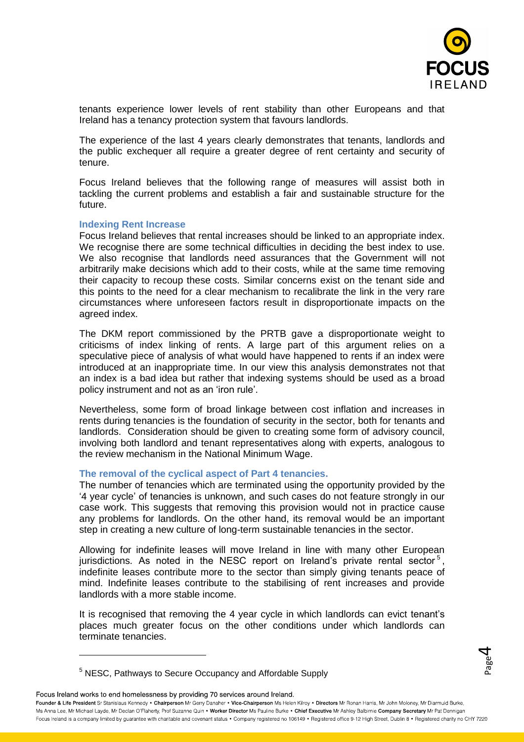tenants experience lower levels of rent stability than other Europeans and that Ireland has a tenancy protection system that favours landlords.

The experience of the last 4 years clearly demonstrates that tenants, landlords and the public exchequer all require a greater degree of rent certainty and security of tenure.

Focus Ireland believes that the following range of measures will assist both in tackling the current problems and establish a fair and sustainable structure for the future.

### Indexing Rent Increase

Focus Ireland believes that rental increases should be linked to an appropriate index. We recognise there are some technical difficulties in deciding the best index to use. We also recognise that landlords need assurances that the Government will not arbitrarily make decisions which add to their costs, while at the same time removing their capacity to recoup these costs. Similar concerns exist on the tenant side and this points to the need for a clear mechanism to recalibrate the link in the very rare circumstances where unforeseen factors result in disproportionate impacts on the agreed index.

The DKM report commissioned by the PRTB gave a disproportionate weight to criticisms of index linking of rents. A large part of this argument relies on a speculative piece of analysis of what would have happened to rents if an index were introduced at an inappropriate time. In our view this analysis demonstrates not that an index is a bad idea but rather that indexing systems should be used as a broad policy instrument and not as an 'iron rule'.

Nevertheless, some form of broad linkage between cost inflation and increases in rents during tenancies is the foundation of security in the sector, both for tenants and landlords. Consideration should be given to creating some form of advisory council, involving both landlord and tenant representatives along with experts, analogous to the review mechanism in the National Minimum Wage.

### The removal of the cyclical aspect of Part 4 tenancies.

The number of tenancies which are terminated using the opportunity provided by the '4 year cycle' of tenancies is unknown, and such cases do not feature strongly in our case work. This suggests that removing this provision would not in practice cause any problems for landlords. On the other hand, its removal would be an important step in creating a new culture of long-term sustainable tenancies in the sector.

Allowing for indefinite leases will move Ireland in line with many other European jurisdictions. As noted in the NESC report on Ireland's private rental sector[5], indefinite leases contribute more to the sector than simply giving tenants peace of mind. Indefinite leases contribute to the stabilising of rent increases and provide landlords with a more stable income.

It is recognised that removing the 4 year cycle in which landlords can evict tenant's places much greater focus on the other conditions under which landlords can terminate tenancies.

[5] NESC, Pathways to Secure Occupancy and Affordable Supply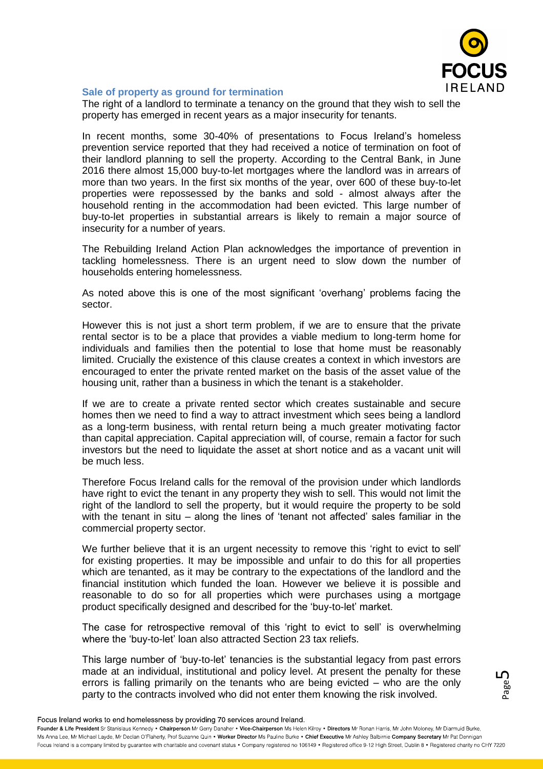### Sale of property as ground for termination

The right of a landlord to terminate a tenancy on the ground that they wish to sell the property has emerged in recent years as a major insecurity for tenants.

In recent months, some 30-40% of presentations to Focus Ireland's homeless prevention service reported that they had received a notice of termination on foot of their landlord planning to sell the property. According to the Central Bank, in June 2016 there almost 15,000 buy-to-let mortgages where the landlord was in arrears of more than two years. In the first six months of the year, over 600 of these buy-to-let properties were repossessed by the banks and sold - almost always after the household renting in the accommodation had been evicted. This large number of buy-to-let properties in substantial arrears is likely to remain a major source of insecurity for a number of years.

The Rebuilding Ireland Action Plan acknowledges the importance of prevention in tackling homelessness. There is an urgent need to slow down the number of households entering homelessness.

As noted above this is one of the most significant 'overhang' problems facing the sector.

However this is not just a short term problem, if we are to ensure that the private rental sector is to be a place that provides a viable medium to long-term home for individuals and families then the potential to lose that home must be reasonably limited. Crucially the existence of this clause creates a context in which investors are encouraged to enter the private rented market on the basis of the asset value of the housing unit, rather than a business in which the tenant is a stakeholder.

If we are to create a private rented sector which creates sustainable and secure homes then we need to find a way to attract investment which sees being a landlord as a long-term business, with rental return being a much greater motivating factor than capital appreciation. Capital appreciation will, of course, remain a factor for such investors but the need to liquidate the asset at short notice and as a vacant unit will be much less.

Therefore Focus Ireland calls for the removal of the provision under which landlords have right to evict the tenant in any property they wish to sell. This would not limit the right of the landlord to sell the property, but it would require the property to be sold with the tenant in situ – along the lines of 'tenant not affected' sales familiar in the commercial property sector.

We further believe that it is an urgent necessity to remove this 'right to evict to sell' for existing properties. It may be impossible and unfair to do this for all properties which are tenanted, as it may be contrary to the expectations of the landlord and the financial institution which funded the loan. However we believe it is possible and reasonable to do so for all properties which were purchases using a mortgage product specifically designed and described for the 'buy-to-let' market.

The case for retrospective removal of this 'right to evict to sell' is overwhelming where the 'buy-to-let' loan also attracted Section 23 tax reliefs.

This large number of 'buy-to-let' tenancies is the substantial legacy from past errors made at an individual, institutional and policy level. At present the penalty for these errors is falling primarily on the tenants who are being evicted – who are the only party to the contracts involved who did not enter them knowing the risk involved.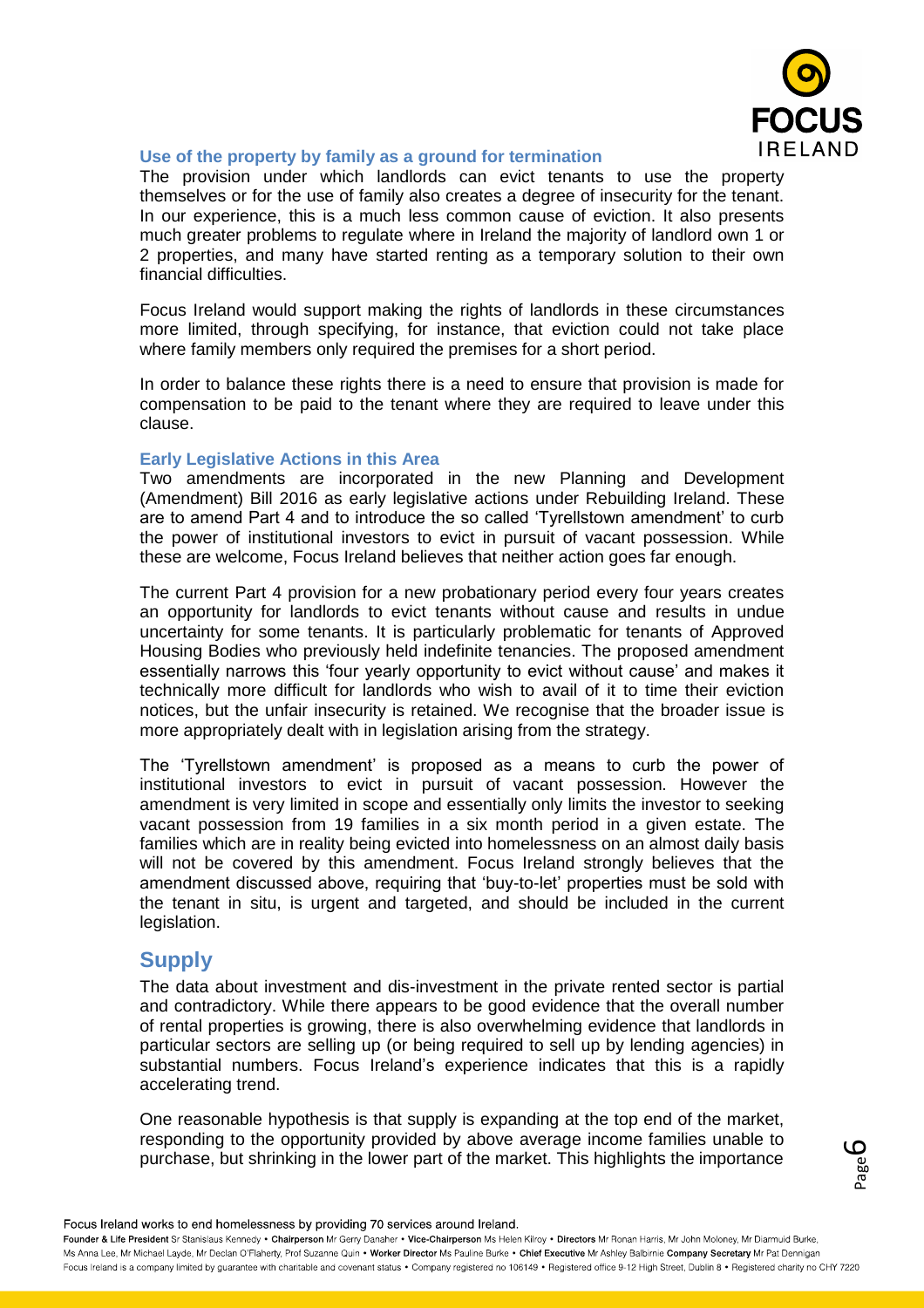### Use of the property by family as a ground for termination

The provision under which landlords can evict tenants to use the property themselves or for the use of family also creates a degree of insecurity for the tenant. In our experience, this is a much less common cause of eviction. It also presents much greater problems to regulate where in Ireland the majority of landlord own 1 or 2 properties, and many have started renting as a temporary solution to their own financial difficulties.

Focus Ireland would support making the rights of landlords in these circumstances more limited, through specifying, for instance, that eviction could not take place where family members only required the premises for a short period.

In order to balance these rights there is a need to ensure that provision is made for compensation to be paid to the tenant where they are required to leave under this clause.

### Early Legislative Actions in this Area

Two amendments are incorporated in the new Planning and Development (Amendment) Bill 2016 as early legislative actions under Rebuilding Ireland. These are to amend Part 4 and to introduce the so called 'Tyrellstown amendment' to curb the power of institutional investors to evict in pursuit of vacant possession. While these are welcome, Focus Ireland believes that neither action goes far enough.

The current Part 4 provision for a new probationary period every four years creates an opportunity for landlords to evict tenants without cause and results in undue uncertainty for some tenants. It is particularly problematic for tenants of Approved Housing Bodies who previously held indefinite tenancies. The proposed amendment essentially narrows this 'four yearly opportunity to evict without cause' and makes it technically more difficult for landlords who wish to avail of it to time their eviction notices, but the unfair insecurity is retained. We recognise that the broader issue is more appropriately dealt with in legislation arising from the strategy.

The 'Tyrellstown amendment' is proposed as a means to curb the power of institutional investors to evict in pursuit of vacant possession. However the amendment is very limited in scope and essentially only limits the investor to seeking vacant possession from 19 families in a six month period in a given estate. The families which are in reality being evicted into homelessness on an almost daily basis will not be covered by this amendment. Focus Ireland strongly believes that the amendment discussed above, requiring that 'buy-to-let' properties must be sold with the tenant in situ, is urgent and targeted, and should be included in the current legislation.

## Supply

The data about investment and dis-investment in the private rented sector is partial and contradictory. While there appears to be good evidence that the overall number of rental properties is growing, there is also overwhelming evidence that landlords in particular sectors are selling up (or being required to sell up by lending agencies) in substantial numbers. Focus Ireland's experience indicates that this is a rapidly accelerating trend.

One reasonable hypothesis is that supply is expanding at the top end of the market, responding to the opportunity provided by above average income families unable to purchase, but shrinking in the lower part of the market. This highlights the importance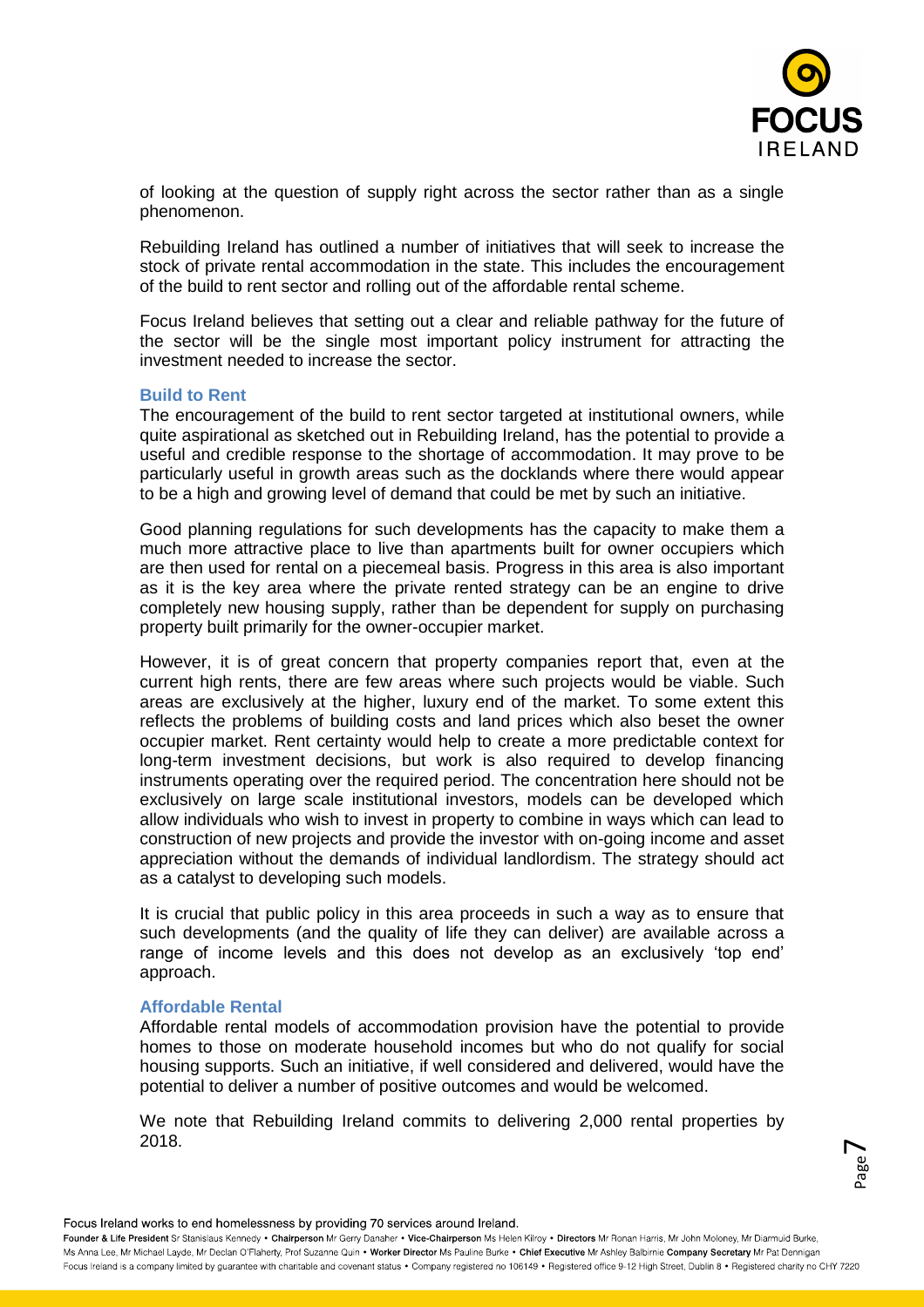of looking at the question of supply right across the sector rather than as a single phenomenon.

Rebuilding Ireland has outlined a number of initiatives that will seek to increase the stock of private rental accommodation in the state. This includes the encouragement of the build to rent sector and rolling out of the affordable rental scheme.

Focus Ireland believes that setting out a clear and reliable pathway for the future of the sector will be the single most important policy instrument for attracting the investment needed to increase the sector.

### Build to Rent

The encouragement of the build to rent sector targeted at institutional owners, while quite aspirational as sketched out in Rebuilding Ireland, has the potential to provide a useful and credible response to the shortage of accommodation. It may prove to be particularly useful in growth areas such as the docklands where there would appear to be a high and growing level of demand that could be met by such an initiative.

Good planning regulations for such developments has the capacity to make them a much more attractive place to live than apartments built for owner occupiers which are then used for rental on a piecemeal basis. Progress in this area is also important as it is the key area where the private rented strategy can be an engine to drive completely new housing supply, rather than be dependent for supply on purchasing property built primarily for the owner-occupier market.

However, it is of great concern that property companies report that, even at the current high rents, there are few areas where such projects would be viable. Such areas are exclusively at the higher, luxury end of the market. To some extent this reflects the problems of building costs and land prices which also beset the owner occupier market. Rent certainty would help to create a more predictable context for long-term investment decisions, but work is also required to develop financing instruments operating over the required period. The concentration here should not be exclusively on large scale institutional investors, models can be developed which allow individuals who wish to invest in property to combine in ways which can lead to construction of new projects and provide the investor with on-going income and asset appreciation without the demands of individual landlordism. The strategy should act as a catalyst to developing such models.

It is crucial that public policy in this area proceeds in such a way as to ensure that such developments (and the quality of life they can deliver) are available across a range of income levels and this does not develop as an exclusively 'top end' approach.

### Affordable Rental

Affordable rental models of accommodation provision have the potential to provide homes to those on moderate household incomes but who do not qualify for social housing supports. Such an initiative, if well considered and delivered, would have the potential to deliver a number of positive outcomes and would be welcomed.

We note that Rebuilding Ireland commits to delivering 2,000 rental properties by 2018.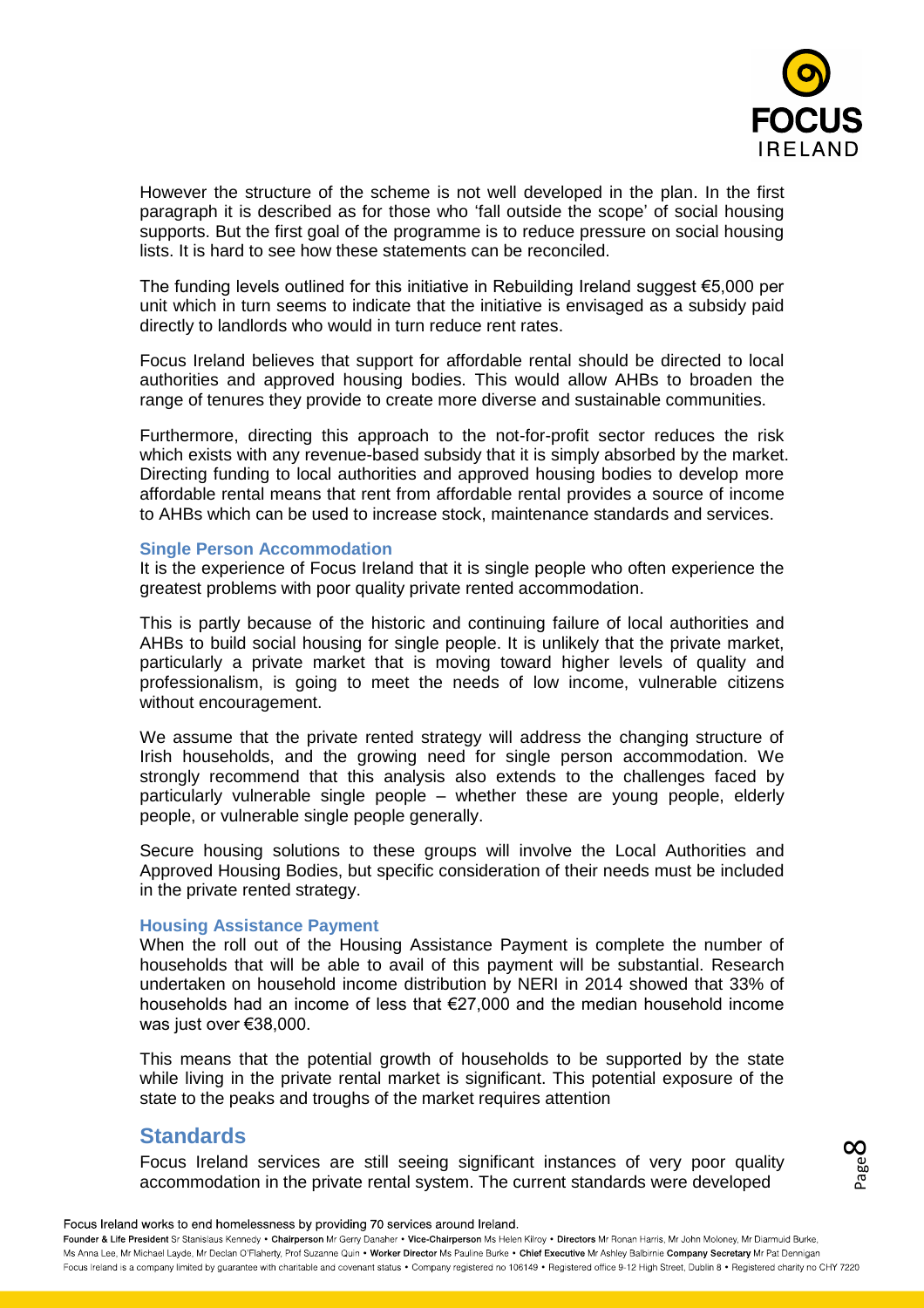However the structure of the scheme is not well developed in the plan. In the first paragraph it is described as for those who 'fall outside the scope' of social housing supports. But the first goal of the programme is to reduce pressure on social housing lists. It is hard to see how these statements can be reconciled.

The funding levels outlined for this initiative in Rebuilding Ireland suggest €5,000 per unit which in turn seems to indicate that the initiative is envisaged as a subsidy paid directly to landlords who would in turn reduce rent rates.

Focus Ireland believes that support for affordable rental should be directed to local authorities and approved housing bodies. This would allow AHBs to broaden the range of tenures they provide to create more diverse and sustainable communities.

Furthermore, directing this approach to the not-for-profit sector reduces the risk which exists with any revenue-based subsidy that it is simply absorbed by the market. Directing funding to local authorities and approved housing bodies to develop more affordable rental means that rent from affordable rental provides a source of income to AHBs which can be used to increase stock, maintenance standards and services.

### Single Person Accommodation

It is the experience of Focus Ireland that it is single people who often experience the greatest problems with poor quality private rented accommodation.

This is partly because of the historic and continuing failure of local authorities and AHBs to build social housing for single people. It is unlikely that the private market, particularly a private market that is moving toward higher levels of quality and professionalism, is going to meet the needs of low income, vulnerable citizens without encouragement.

We assume that the private rented strategy will address the changing structure of Irish households, and the growing need for single person accommodation. We strongly recommend that this analysis also extends to the challenges faced by particularly vulnerable single people – whether these are young people, elderly people, or vulnerable single people generally.

Secure housing solutions to these groups will involve the Local Authorities and Approved Housing Bodies, but specific consideration of their needs must be included in the private rented strategy.

### Housing Assistance Payment

When the roll out of the Housing Assistance Payment is complete the number of households that will be able to avail of this payment will be substantial. Research undertaken on household income distribution by NERI in 2014 showed that 33% of households had an income of less that €27,000 and the median household income was just over €38,000.

This means that the potential growth of households to be supported by the state while living in the private rental market is significant. This potential exposure of the state to the peaks and troughs of the market requires attention

## Standards

Focus Ireland services are still seeing significant instances of very poor quality accommodation in the private rental system. The current standards were developed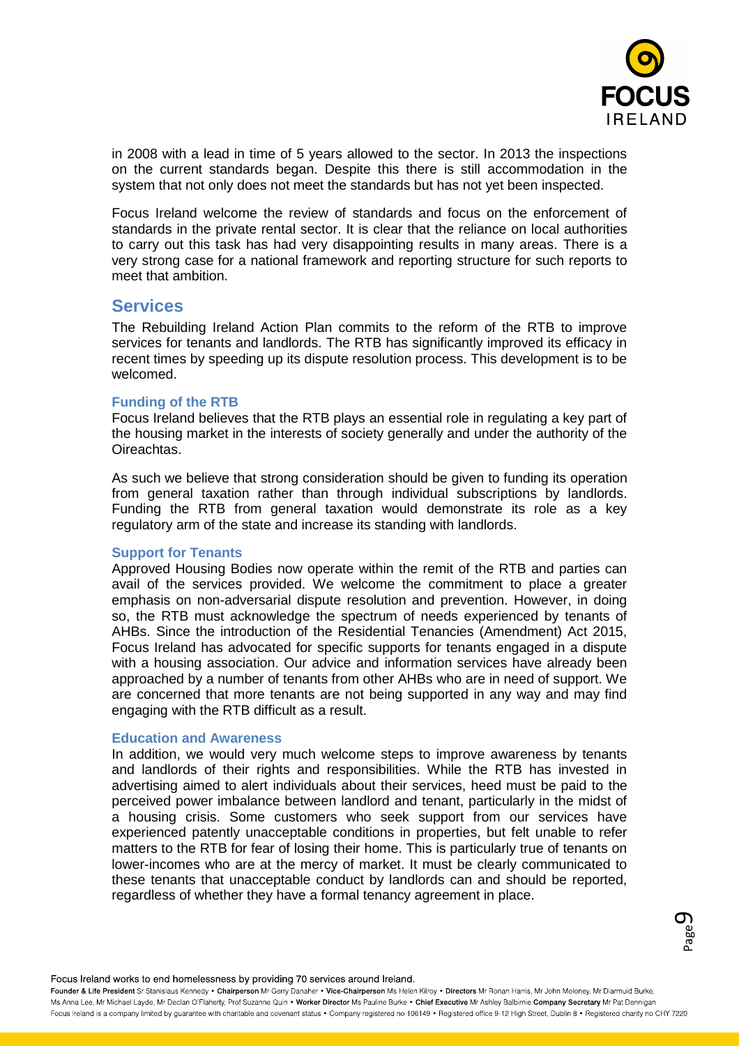in 2008 with a lead in time of 5 years allowed to the sector. In 2013 the inspections on the current standards began. Despite this there is still accommodation in the system that not only does not meet the standards but has not yet been inspected.

Focus Ireland welcome the review of standards and focus on the enforcement of standards in the private rental sector. It is clear that the reliance on local authorities to carry out this task has had very disappointing results in many areas. There is a very strong case for a national framework and reporting structure for such reports to meet that ambition.

## Services

The Rebuilding Ireland Action Plan commits to the reform of the RTB to improve services for tenants and landlords. The RTB has significantly improved its efficacy in recent times by speeding up its dispute resolution process. This development is to be welcomed.

### Funding of the RTB

Focus Ireland believes that the RTB plays an essential role in regulating a key part of the housing market in the interests of society generally and under the authority of the Oireachtas.

As such we believe that strong consideration should be given to funding its operation from general taxation rather than through individual subscriptions by landlords. Funding the RTB from general taxation would demonstrate its role as a key regulatory arm of the state and increase its standing with landlords.

### Support for Tenants

Approved Housing Bodies now operate within the remit of the RTB and parties can avail of the services provided. We welcome the commitment to place a greater emphasis on non-adversarial dispute resolution and prevention. However, in doing so, the RTB must acknowledge the spectrum of needs experienced by tenants of AHBs. Since the introduction of the Residential Tenancies (Amendment) Act 2015, Focus Ireland has advocated for specific supports for tenants engaged in a dispute with a housing association. Our advice and information services have already been approached by a number of tenants from other AHBs who are in need of support. We are concerned that more tenants are not being supported in any way and may find engaging with the RTB difficult as a result.

### Education and Awareness

In addition, we would very much welcome steps to improve awareness by tenants and landlords of their rights and responsibilities. While the RTB has invested in advertising aimed to alert individuals about their services, heed must be paid to the perceived power imbalance between landlord and tenant, particularly in the midst of a housing crisis. Some customers who seek support from our services have experienced patently unacceptable conditions in properties, but felt unable to refer matters to the RTB for fear of losing their home. This is particularly true of tenants on lower-incomes who are at the mercy of market. It must be clearly communicated to these tenants that unacceptable conduct by landlords can and should be reported, regardless of whether they have a formal tenancy agreement in place.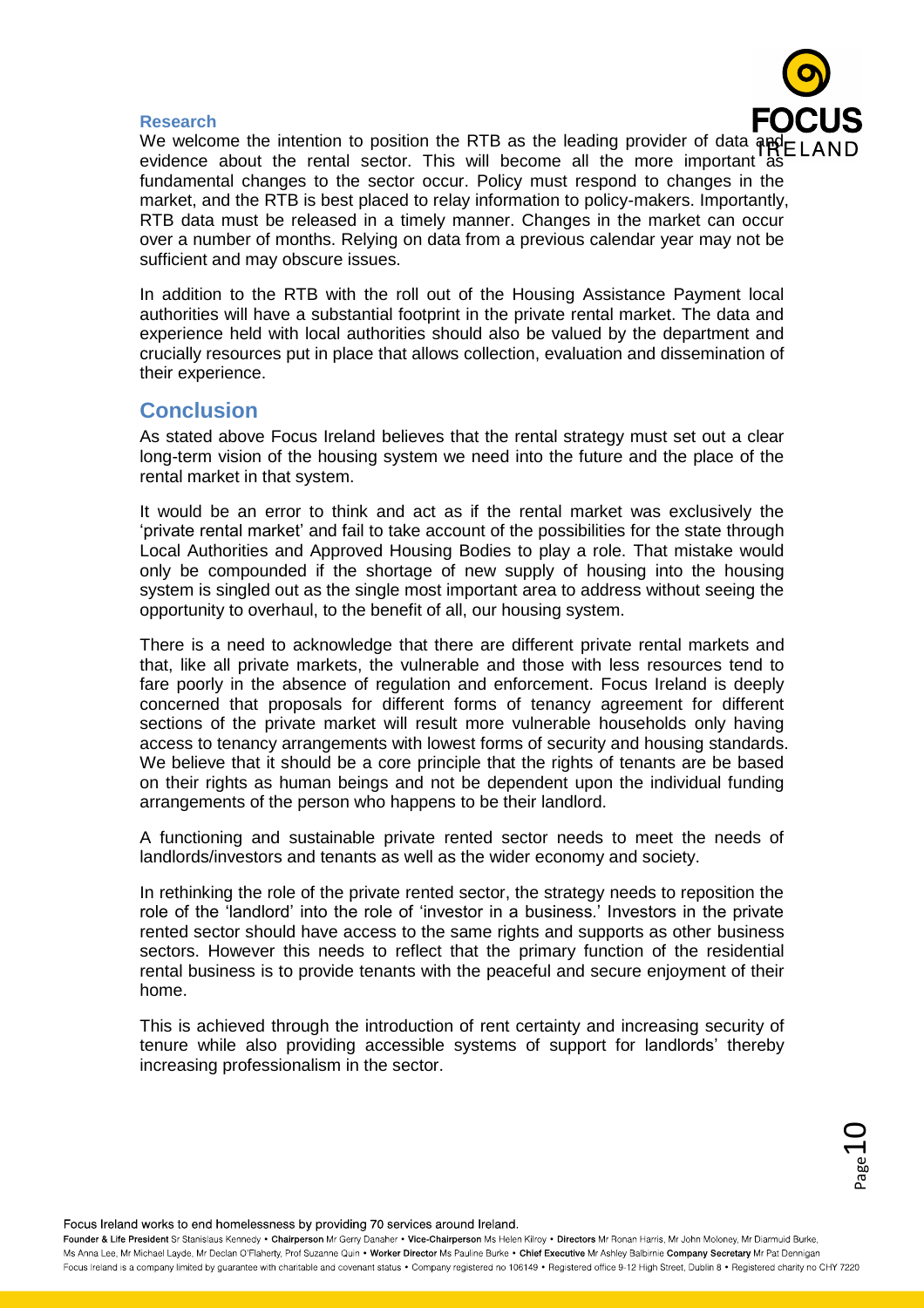**Research**

We welcome the intention to position the RTB as the leading provider of data and evidence about the rental sector. This will become all the more important as fundamental changes to the sector occur. Policy must respond to changes in the market, and the RTB is best placed to relay information to policy-makers. Importantly, RTB data must be released in a timely manner. Changes in the market can occur over a number of months. Relying on data from a previous calendar year may not be sufficient and may obscure issues.

In addition to the RTB with the roll out of the Housing Assistance Payment local authorities will have a substantial footprint in the private rental market. The data and experience held with local authorities should also be valued by the department and crucially resources put in place that allows collection, evaluation and dissemination of their experience.

## Conclusion

As stated above Focus Ireland believes that the rental strategy must set out a clear long-term vision of the housing system we need into the future and the place of the rental market in that system.

It would be an error to think and act as if the rental market was exclusively the 'private rental market' and fail to take account of the possibilities for the state through Local Authorities and Approved Housing Bodies to play a role. That mistake would only be compounded if the shortage of new supply of housing into the housing system is singled out as the single most important area to address without seeing the opportunity to overhaul, to the benefit of all, our housing system.

There is a need to acknowledge that there are different private rental markets and that, like all private markets, the vulnerable and those with less resources tend to fare poorly in the absence of regulation and enforcement. Focus Ireland is deeply concerned that proposals for different forms of tenancy agreement for different sections of the private market will result more vulnerable households only having access to tenancy arrangements with lowest forms of security and housing standards. We believe that it should be a core principle that the rights of tenants are be based on their rights as human beings and not be dependent upon the individual funding arrangements of the person who happens to be their landlord.

A functioning and sustainable private rented sector needs to meet the needs of landlords/investors and tenants as well as the wider economy and society.

In rethinking the role of the private rented sector, the strategy needs to reposition the role of the 'landlord' into the role of 'investor in a business.' Investors in the private rented sector should have access to the same rights and supports as other business sectors. However this needs to reflect that the primary function of the residential rental business is to provide tenants with the peaceful and secure enjoyment of their home.

This is achieved through the introduction of rent certainty and increasing security of tenure while also providing accessible systems of support for landlords' thereby increasing professionalism in the sector.